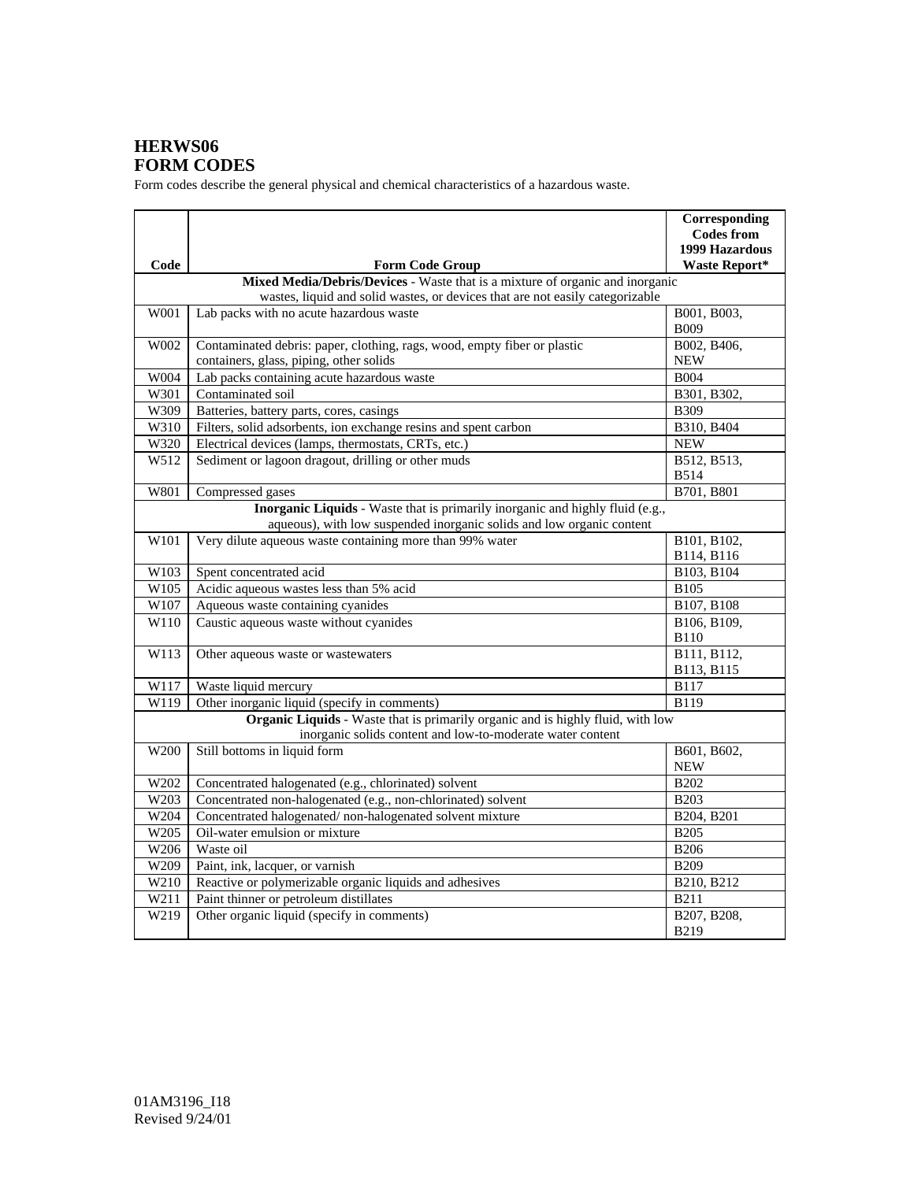# HERWS06
# FORM CODES

Form codes describe the general physical and chemical characteristics of a hazardous waste.

| Code | Form Code Group | Corresponding Codes from 1999 Hazardous Waste Report* |
|---|---|---|
| | **Mixed Media/Debris/Devices** - Waste that is a mixture of organic and inorganic wastes, liquid and solid wastes, or devices that are not easily categorizable | |
| W001 | Lab packs with no acute hazardous waste | B001, B003, B009 |
| W002 | Contaminated debris: paper, clothing, rags, wood, empty fiber or plastic containers, glass, piping, other solids | B002, B406, NEW |
| W004 | Lab packs containing acute hazardous waste | B004 |
| W301 | Contaminated soil | B301, B302, |
| W309 | Batteries, battery parts, cores, casings | B309 |
| W310 | Filters, solid adsorbents, ion exchange resins and spent carbon | B310, B404 |
| W320 | Electrical devices (lamps, thermostats, CRTs, etc.) | NEW |
| W512 | Sediment or lagoon dragout, drilling or other muds | B512, B513, B514 |
| W801 | Compressed gases | B701, B801 |
| | **Inorganic Liquids** - Waste that is primarily inorganic and highly fluid (e.g., aqueous), with low suspended inorganic solids and low organic content | |
| W101 | Very dilute aqueous waste containing more than 99% water | B101, B102, B114, B116 |
| W103 | Spent concentrated acid | B103, B104 |
| W105 | Acidic aqueous wastes less than 5% acid | B105 |
| W107 | Aqueous waste containing cyanides | B107, B108 |
| W110 | Caustic aqueous waste without cyanides | B106, B109, B110 |
| W113 | Other aqueous waste or wastewaters | B111, B112, B113, B115 |
| W117 | Waste liquid mercury | B117 |
| W119 | Other inorganic liquid (specify in comments) | B119 |
| | **Organic Liquids** - Waste that is primarily organic and is highly fluid, with low inorganic solids content and low-to-moderate water content | |
| W200 | Still bottoms in liquid form | B601, B602, NEW |
| W202 | Concentrated halogenated (e.g., chlorinated) solvent | B202 |
| W203 | Concentrated non-halogenated (e.g., non-chlorinated) solvent | B203 |
| W204 | Concentrated halogenated/ non-halogenated solvent mixture | B204, B201 |
| W205 | Oil-water emulsion or mixture | B205 |
| W206 | Waste oil | B206 |
| W209 | Paint, ink, lacquer, or varnish | B209 |
| W210 | Reactive or polymerizable organic liquids and adhesives | B210, B212 |
| W211 | Paint thinner or petroleum distillates | B211 |
| W219 | Other organic liquid (specify in comments) | B207, B208, B219 |

01AM3196_I18
Revised 9/24/01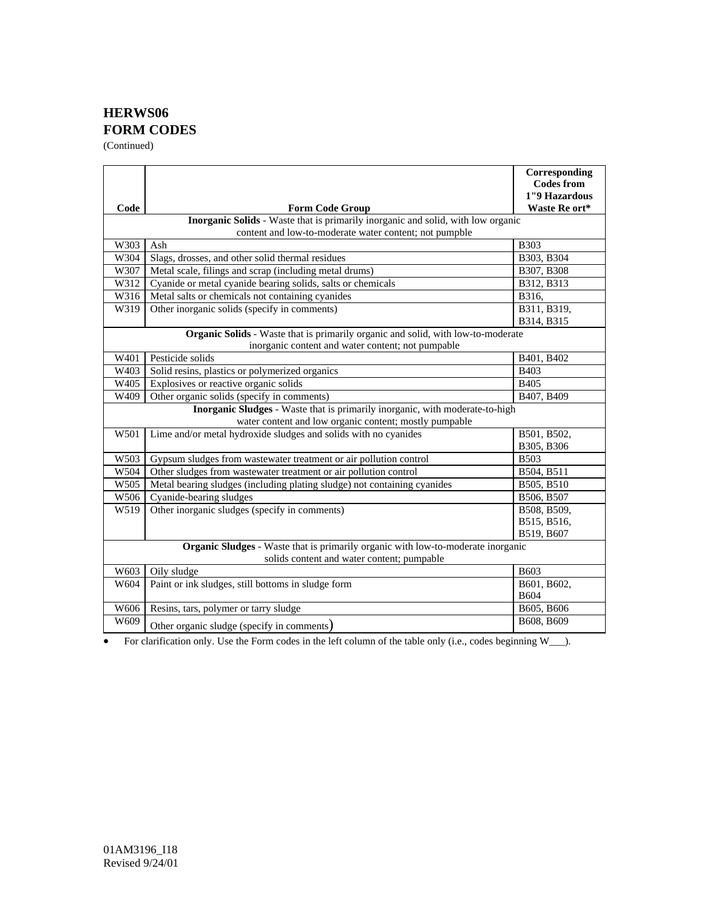## HERWS06
## FORM CODES

(Continued)

| Code | Form Code Group | Corresponding Codes from 1"9 Hazardous Waste Re ort* |
|---|---|---|
| | **Inorganic Solids** - Waste that is primarily inorganic and solid, with low organic content and low-to-moderate water content; not pumpble | |
| W303 | Ash | B303 |
| W304 | Slags, drosses, and other solid thermal residues | B303, B304 |
| W307 | Metal scale, filings and scrap (including metal drums) | B307, B308 |
| W312 | Cyanide or metal cyanide bearing solids, salts or chemicals | B312, B313 |
| W316 | Metal salts or chemicals not containing cyanides | B316, |
| W319 | Other inorganic solids (specify in comments) | B311, B319, B314, B315 |
| | **Organic Solids** - Waste that is primarily organic and solid, with low-to-moderate inorganic content and water content; not pumpable | |
| W401 | Pesticide solids | B401, B402 |
| W403 | Solid resins, plastics or polymerized organics | B403 |
| W405 | Explosives or reactive organic solids | B405 |
| W409 | Other organic solids (specify in comments) | B407, B409 |
| | **Inorganic Sludges** - Waste that is primarily inorganic, with moderate-to-high water content and low organic content; mostly pumpable | |
| W501 | Lime and/or metal hydroxide sludges and solids with no cyanides | B501, B502, B305, B306 |
| W503 | Gypsum sludges from wastewater treatment or air pollution control | B503 |
| W504 | Other sludges from wastewater treatment or air pollution control | B504, B511 |
| W505 | Metal bearing sludges (including plating sludge) not containing cyanides | B505, B510 |
| W506 | Cyanide-bearing sludges | B506, B507 |
| W519 | Other inorganic sludges (specify in comments) | B508, B509, B515, B516, B519, B607 |
| | **Organic Sludges** - Waste that is primarily organic with low-to-moderate inorganic solids content and water content; pumpable | |
| W603 | Oily sludge | B603 |
| W604 | Paint or ink sludges, still bottoms in sludge form | B601, B602, B604 |
| W606 | Resins, tars, polymer or tarry sludge | B605, B606 |
| W609 | Other organic sludge (specify in comments) | B608, B609 |

- For clarification only. Use the Form codes in the left column of the table only (i.e., codes beginning W___).

01AM3196_I18
Revised 9/24/01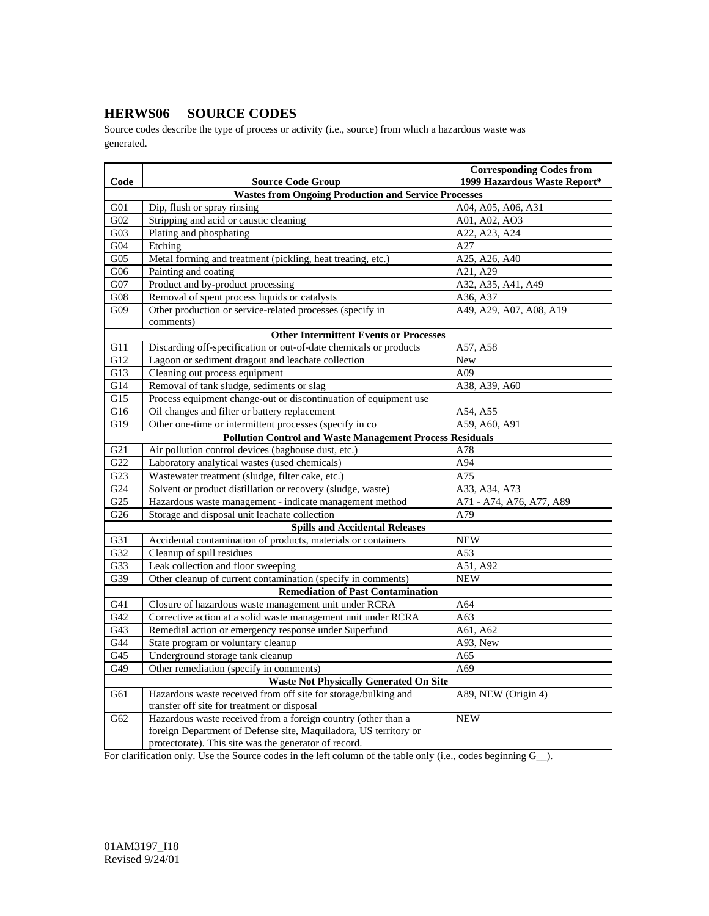## HERWS06 SOURCE CODES

Source codes describe the type of process or activity (i.e., source) from which a hazardous waste was generated.

| Code | Source Code Group | Corresponding Codes from 1999 Hazardous Waste Report* |
|---|---|---|
| | **Wastes from Ongoing Production and Service Processes** | |
| G01 | Dip, flush or spray rinsing | A04, A05, A06, A31 |
| G02 | Stripping and acid or caustic cleaning | A01, A02, AO3 |
| G03 | Plating and phosphating | A22, A23, A24 |
| G04 | Etching | A27 |
| G05 | Metal forming and treatment (pickling, heat treating, etc.) | A25, A26, A40 |
| G06 | Painting and coating | A21, A29 |
| G07 | Product and by-product processing | A32, A35, A41, A49 |
| G08 | Removal of spent process liquids or catalysts | A36, A37 |
| G09 | Other production or service-related processes (specify in comments) | A49, A29, A07, A08, A19 |
| | **Other Intermittent Events or Processes** | |
| G11 | Discarding off-specification or out-of-date chemicals or products | A57, A58 |
| G12 | Lagoon or sediment dragout and leachate collection | New |
| G13 | Cleaning out process equipment | A09 |
| G14 | Removal of tank sludge, sediments or slag | A38, A39, A60 |
| G15 | Process equipment change-out or discontinuation of equipment use | |
| G16 | Oil changes and filter or battery replacement | A54, A55 |
| G19 | Other one-time or intermittent processes (specify in co | A59, A60, A91 |
| | **Pollution Control and Waste Management Process Residuals** | |
| G21 | Air pollution control devices (baghouse dust, etc.) | A78 |
| G22 | Laboratory analytical wastes (used chemicals) | A94 |
| G23 | Wastewater treatment (sludge, filter cake, etc.) | A75 |
| G24 | Solvent or product distillation or recovery (sludge, waste) | A33, A34, A73 |
| G25 | Hazardous waste management - indicate management method | A71 - A74, A76, A77, A89 |
| G26 | Storage and disposal unit leachate collection | A79 |
| | **Spills and Accidental Releases** | |
| G31 | Accidental contamination of products, materials or containers | NEW |
| G32 | Cleanup of spill residues | A53 |
| G33 | Leak collection and floor sweeping | A51, A92 |
| G39 | Other cleanup of current contamination (specify in comments) | NEW |
| | **Remediation of Past Contamination** | |
| G41 | Closure of hazardous waste management unit under RCRA | A64 |
| G42 | Corrective action at a solid waste management unit under RCRA | A63 |
| G43 | Remedial action or emergency response under Superfund | A61, A62 |
| G44 | State program or voluntary cleanup | A93, New |
| G45 | Underground storage tank cleanup | A65 |
| G49 | Other remediation (specify in comments) | A69 |
| | **Waste Not Physically Generated On Site** | |
| G61 | Hazardous waste received from off site for storage/bulking and transfer off site for treatment or disposal | A89, NEW (Origin 4) |
| G62 | Hazardous waste received from a foreign country (other than a foreign Department of Defense site, Maquiladora, US territory or protectorate). This site was the generator of record. | NEW |

For clarification only. Use the Source codes in the left column of the table only (i.e., codes beginning G__).

01AM3197_I18
Revised 9/24/01